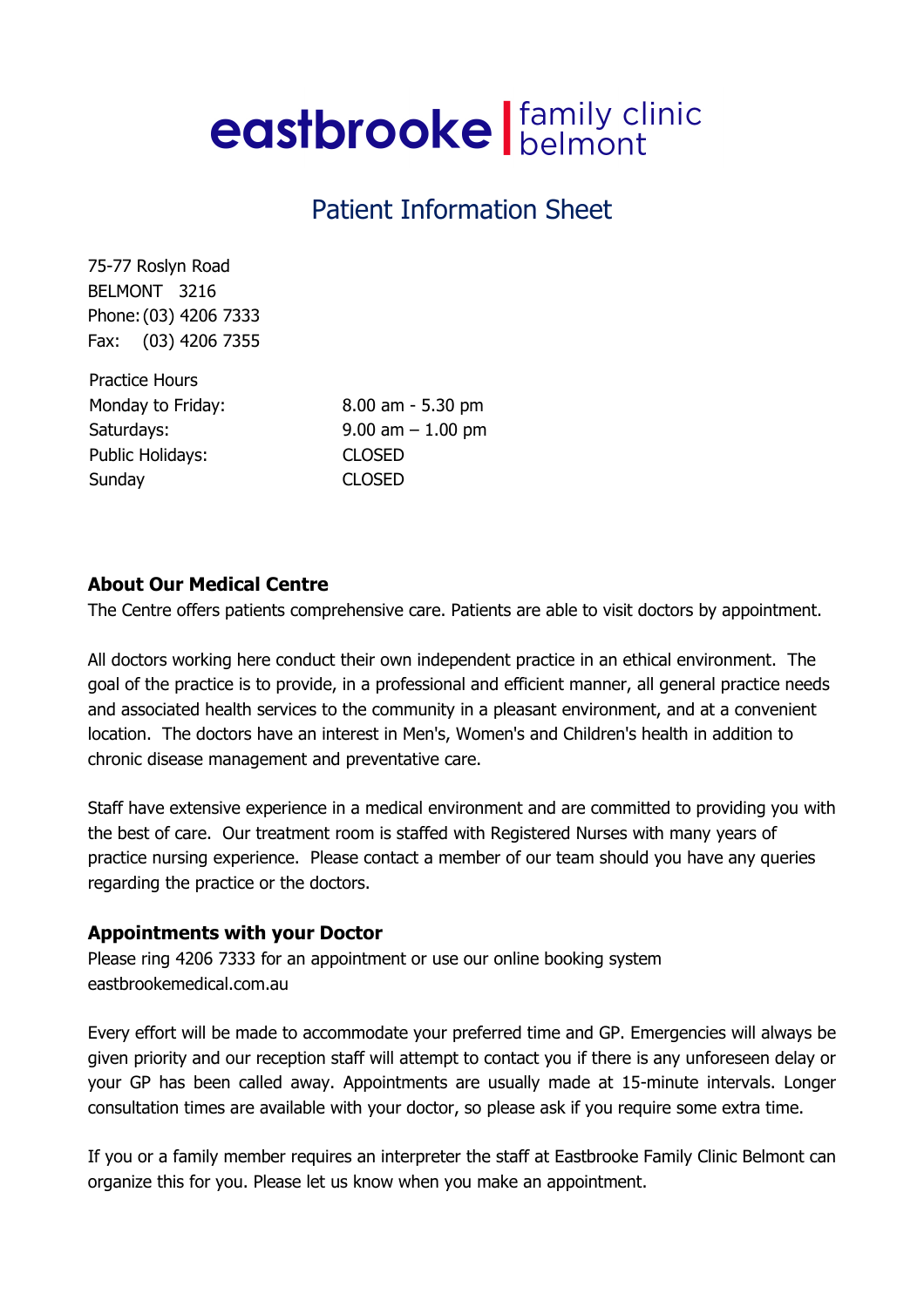# eastbrooke | family clinic belmont

## Patient Information Sheet

75-77 Roslyn Road
BELMONT 3216
Phone: (03) 4206 7333
Fax: (03) 4206 7355

| Practice Hours | |
|---|---|
| Monday to Friday: | 8.00 am - 5.30 pm |
| Saturdays: | 9.00 am – 1.00 pm |
| Public Holidays: | CLOSED |
| Sunday | CLOSED |

### About Our Medical Centre

The Centre offers patients comprehensive care. Patients are able to visit doctors by appointment.

All doctors working here conduct their own independent practice in an ethical environment. The goal of the practice is to provide, in a professional and efficient manner, all general practice needs and associated health services to the community in a pleasant environment, and at a convenient location. The doctors have an interest in Men's, Women's and Children's health in addition to chronic disease management and preventative care.

Staff have extensive experience in a medical environment and are committed to providing you with the best of care. Our treatment room is staffed with Registered Nurses with many years of practice nursing experience. Please contact a member of our team should you have any queries regarding the practice or the doctors.

### Appointments with your Doctor

Please ring 4206 7333 for an appointment or use our online booking system eastbrookemedical.com.au

Every effort will be made to accommodate your preferred time and GP. Emergencies will always be given priority and our reception staff will attempt to contact you if there is any unforeseen delay or your GP has been called away. Appointments are usually made at 15-minute intervals. Longer consultation times are available with your doctor, so please ask if you require some extra time.

If you or a family member requires an interpreter the staff at Eastbrooke Family Clinic Belmont can organize this for you. Please let us know when you make an appointment.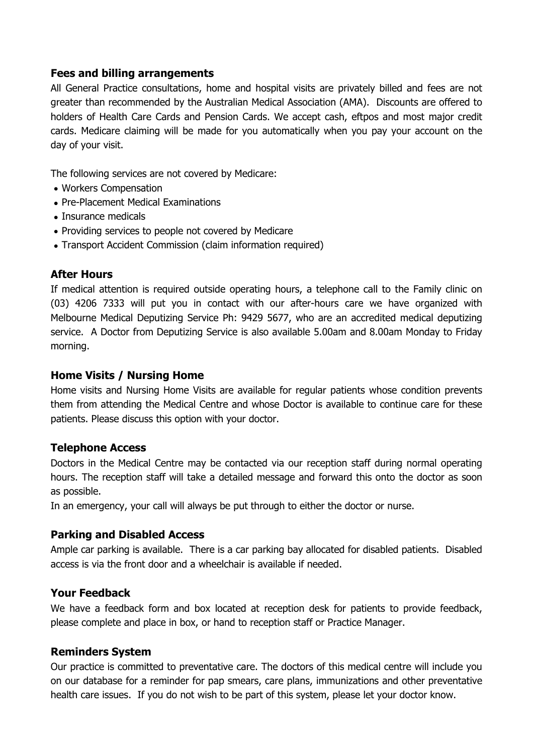## Fees and billing arrangements

All General Practice consultations, home and hospital visits are privately billed and fees are not greater than recommended by the Australian Medical Association (AMA). Discounts are offered to holders of Health Care Cards and Pension Cards. We accept cash, eftpos and most major credit cards. Medicare claiming will be made for you automatically when you pay your account on the day of your visit.

The following services are not covered by Medicare:

- Workers Compensation
- Pre-Placement Medical Examinations
- Insurance medicals
- Providing services to people not covered by Medicare
- Transport Accident Commission (claim information required)

## After Hours

If medical attention is required outside operating hours, a telephone call to the Family clinic on (03) 4206 7333 will put you in contact with our after-hours care we have organized with Melbourne Medical Deputizing Service Ph: 9429 5677, who are an accredited medical deputizing service. A Doctor from Deputizing Service is also available 5.00am and 8.00am Monday to Friday morning.

## Home Visits / Nursing Home

Home visits and Nursing Home Visits are available for regular patients whose condition prevents them from attending the Medical Centre and whose Doctor is available to continue care for these patients. Please discuss this option with your doctor.

## Telephone Access

Doctors in the Medical Centre may be contacted via our reception staff during normal operating hours. The reception staff will take a detailed message and forward this onto the doctor as soon as possible.

In an emergency, your call will always be put through to either the doctor or nurse.

## Parking and Disabled Access

Ample car parking is available. There is a car parking bay allocated for disabled patients. Disabled access is via the front door and a wheelchair is available if needed.

## Your Feedback

We have a feedback form and box located at reception desk for patients to provide feedback, please complete and place in box, or hand to reception staff or Practice Manager.

## Reminders System

Our practice is committed to preventative care. The doctors of this medical centre will include you on our database for a reminder for pap smears, care plans, immunizations and other preventative health care issues. If you do not wish to be part of this system, please let your doctor know.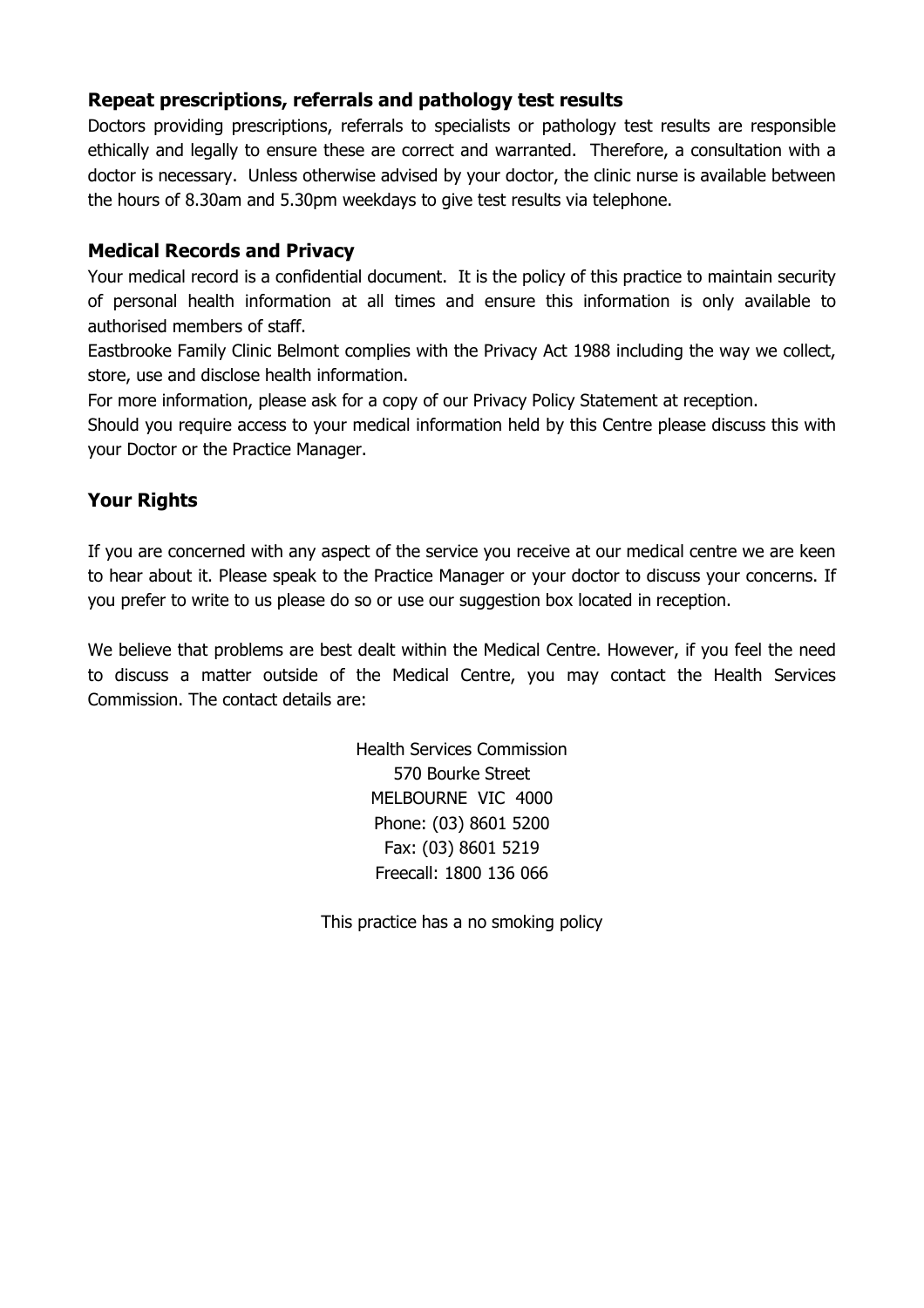## Repeat prescriptions, referrals and pathology test results

Doctors providing prescriptions, referrals to specialists or pathology test results are responsible ethically and legally to ensure these are correct and warranted. Therefore, a consultation with a doctor is necessary. Unless otherwise advised by your doctor, the clinic nurse is available between the hours of 8.30am and 5.30pm weekdays to give test results via telephone.

## Medical Records and Privacy

Your medical record is a confidential document. It is the policy of this practice to maintain security of personal health information at all times and ensure this information is only available to authorised members of staff.

Eastbrooke Family Clinic Belmont complies with the Privacy Act 1988 including the way we collect, store, use and disclose health information.

For more information, please ask for a copy of our Privacy Policy Statement at reception.

Should you require access to your medical information held by this Centre please discuss this with your Doctor or the Practice Manager.

## Your Rights

If you are concerned with any aspect of the service you receive at our medical centre we are keen to hear about it. Please speak to the Practice Manager or your doctor to discuss your concerns. If you prefer to write to us please do so or use our suggestion box located in reception.

We believe that problems are best dealt within the Medical Centre. However, if you feel the need to discuss a matter outside of the Medical Centre, you may contact the Health Services Commission. The contact details are:

Health Services Commission
570 Bourke Street
MELBOURNE VIC 4000
Phone: (03) 8601 5200
Fax: (03) 8601 5219
Freecall: 1800 136 066

This practice has a no smoking policy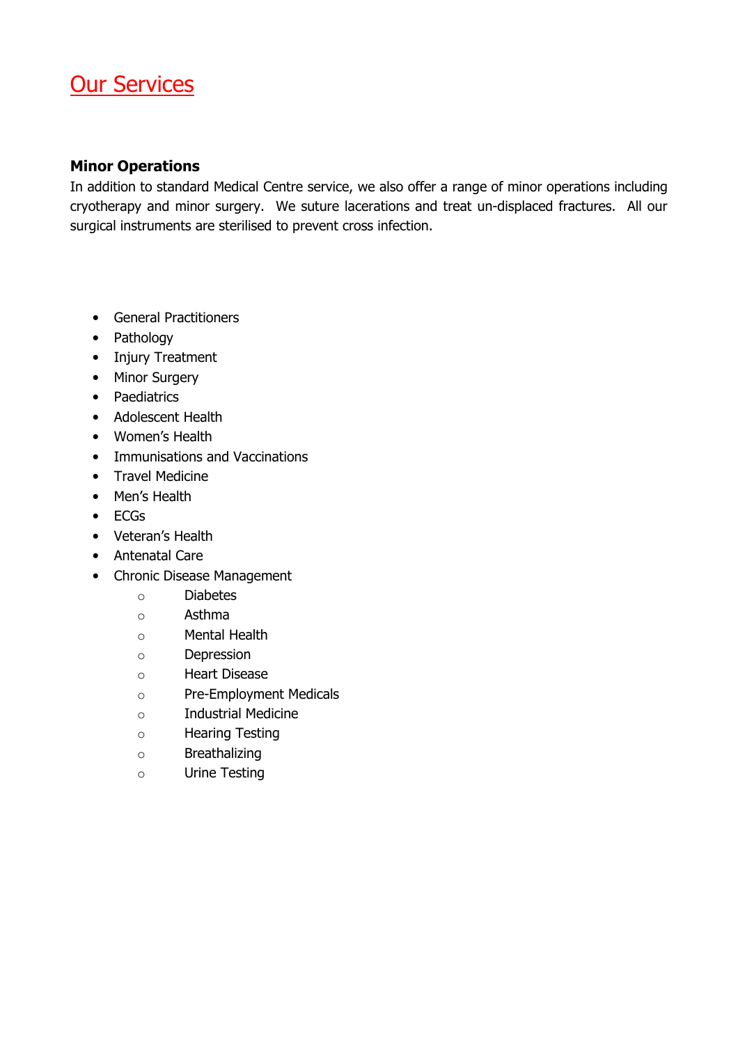# Our Services

### Minor Operations

In addition to standard Medical Centre service, we also offer a range of minor operations including cryotherapy and minor surgery.  We suture lacerations and treat un-displaced fractures.  All our surgical instruments are sterilised to prevent cross infection.

- General Practitioners
- Pathology
- Injury Treatment
- Minor Surgery
- Paediatrics
- Adolescent Health
- Women's Health
- Immunisations and Vaccinations
- Travel Medicine
- Men's Health
- ECGs
- Veteran's Health
- Antenatal Care
- Chronic Disease Management
    - Diabetes
    - Asthma
    - Mental Health
    - Depression
    - Heart Disease
    - Pre-Employment Medicals
    - Industrial Medicine
    - Hearing Testing
    - Breathalizing
    - Urine Testing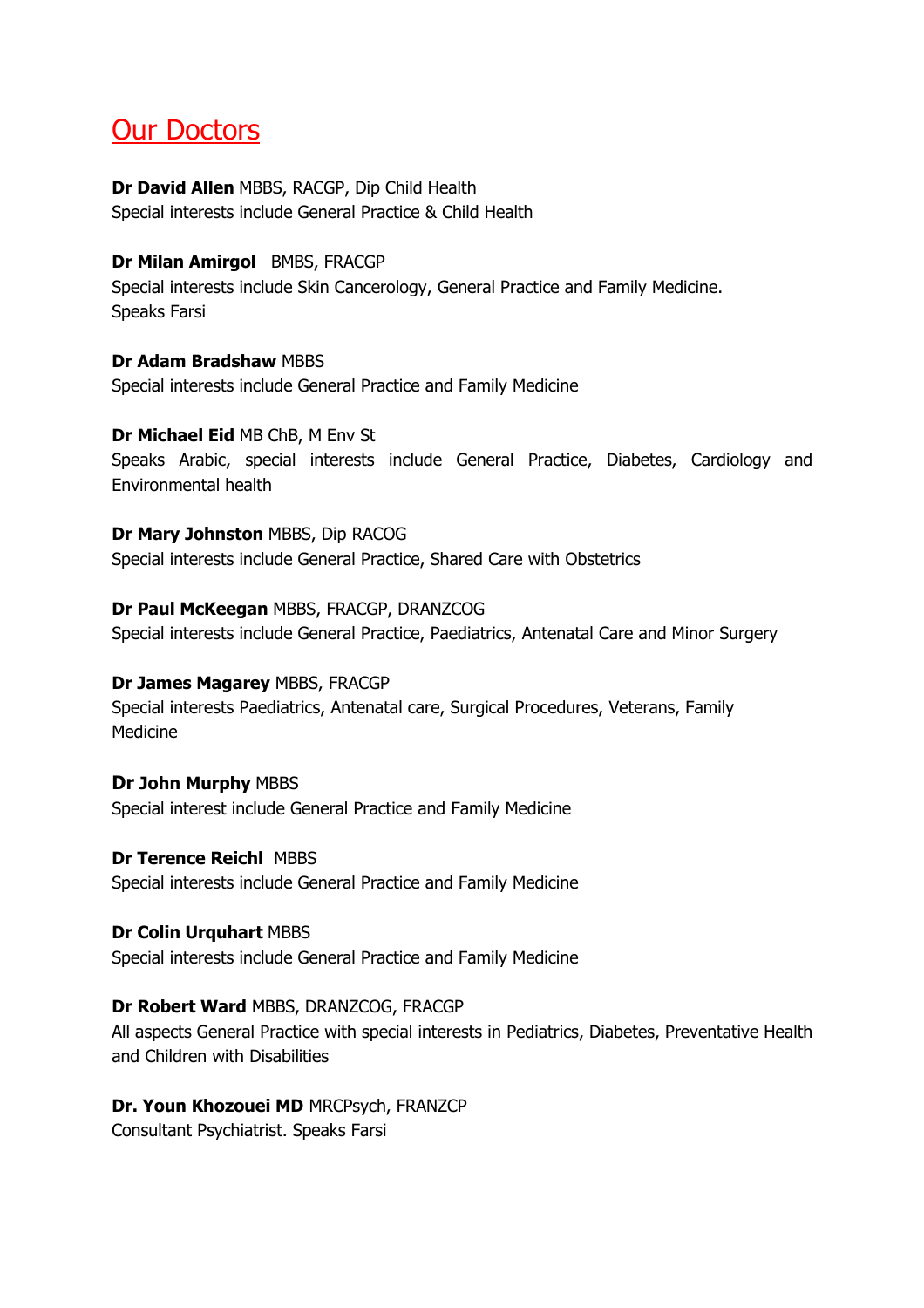## Our Doctors

**Dr David Allen** MBBS, RACGP, Dip Child Health
Special interests include General Practice & Child Health

**Dr Milan Amirgol** BMBS, FRACGP
Special interests include Skin Cancerology, General Practice and Family Medicine.
Speaks Farsi

**Dr Adam Bradshaw** MBBS
Special interests include General Practice and Family Medicine

**Dr Michael Eid** MB ChB, M Env St
Speaks Arabic, special interests include General Practice, Diabetes, Cardiology and Environmental health

**Dr Mary Johnston** MBBS, Dip RACOG
Special interests include General Practice, Shared Care with Obstetrics

**Dr Paul McKeegan** MBBS, FRACGP, DRANZCOG
Special interests include General Practice, Paediatrics, Antenatal Care and Minor Surgery

**Dr James Magarey** MBBS, FRACGP
Special interests Paediatrics, Antenatal care, Surgical Procedures, Veterans, Family Medicine

**Dr John Murphy** MBBS
Special interest include General Practice and Family Medicine

**Dr Terence Reichl** MBBS
Special interests include General Practice and Family Medicine

**Dr Colin Urquhart** MBBS
Special interests include General Practice and Family Medicine

**Dr Robert Ward** MBBS, DRANZCOG, FRACGP
All aspects General Practice with special interests in Pediatrics, Diabetes, Preventative Health and Children with Disabilities

**Dr. Youn Khozouei MD** MRCPsych, FRANZCP
Consultant Psychiatrist. Speaks Farsi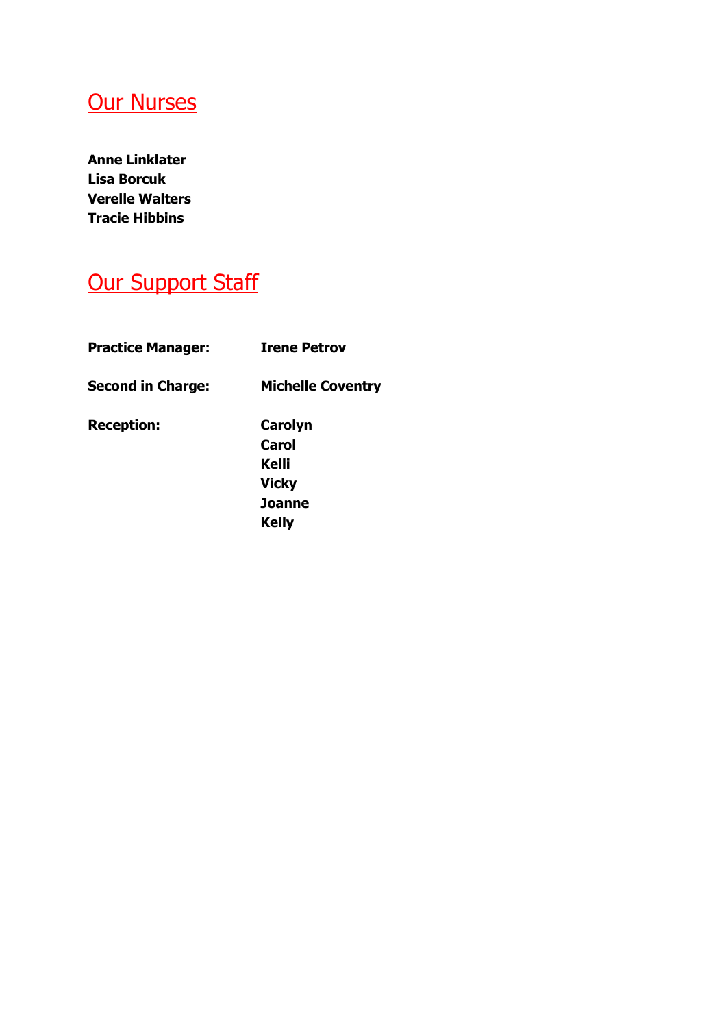## Our Nurses

**Anne Linklater**
**Lisa Borcuk**
**Verelle Walters**
**Tracie Hibbins**

## Our Support Staff

| | |
|---|---|
| **Practice Manager:** | **Irene Petrov** |
| **Second in Charge:** | **Michelle Coventry** |
| **Reception:** | **Carolyn**<br>**Carol**<br>**Kelli**<br>**Vicky**<br>**Joanne**<br>**Kelly** |